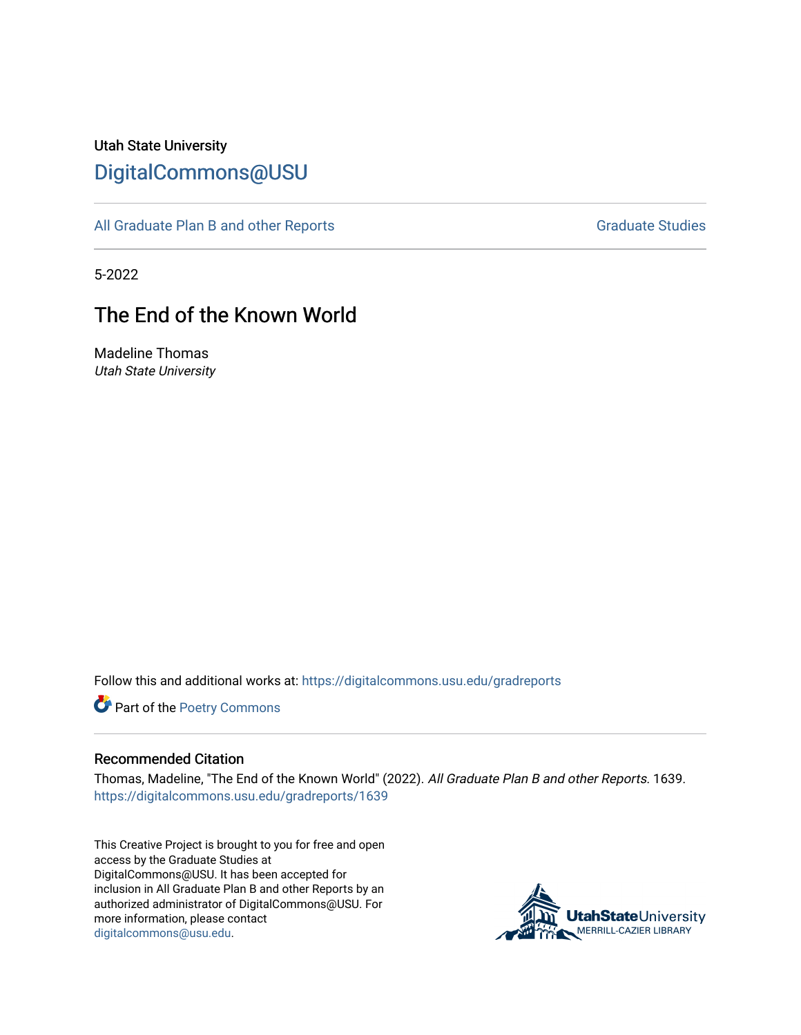Utah State University

DigitalCommons@USU

All Graduate Plan B and other Reports

Graduate Studies

5-2022

# The End of the Known World

Madeline Thomas
*Utah State University*

Follow this and additional works at: https://digitalcommons.usu.edu/gradreports

Part of the Poetry Commons

## Recommended Citation

Thomas, Madeline, "The End of the Known World" (2022). *All Graduate Plan B and other Reports*. 1639.
https://digitalcommons.usu.edu/gradreports/1639

This Creative Project is brought to you for free and open access by the Graduate Studies at DigitalCommons@USU. It has been accepted for inclusion in All Graduate Plan B and other Reports by an authorized administrator of DigitalCommons@USU. For more information, please contact digitalcommons@usu.edu.

UtahStateUniversity
MERRILL-CAZIER LIBRARY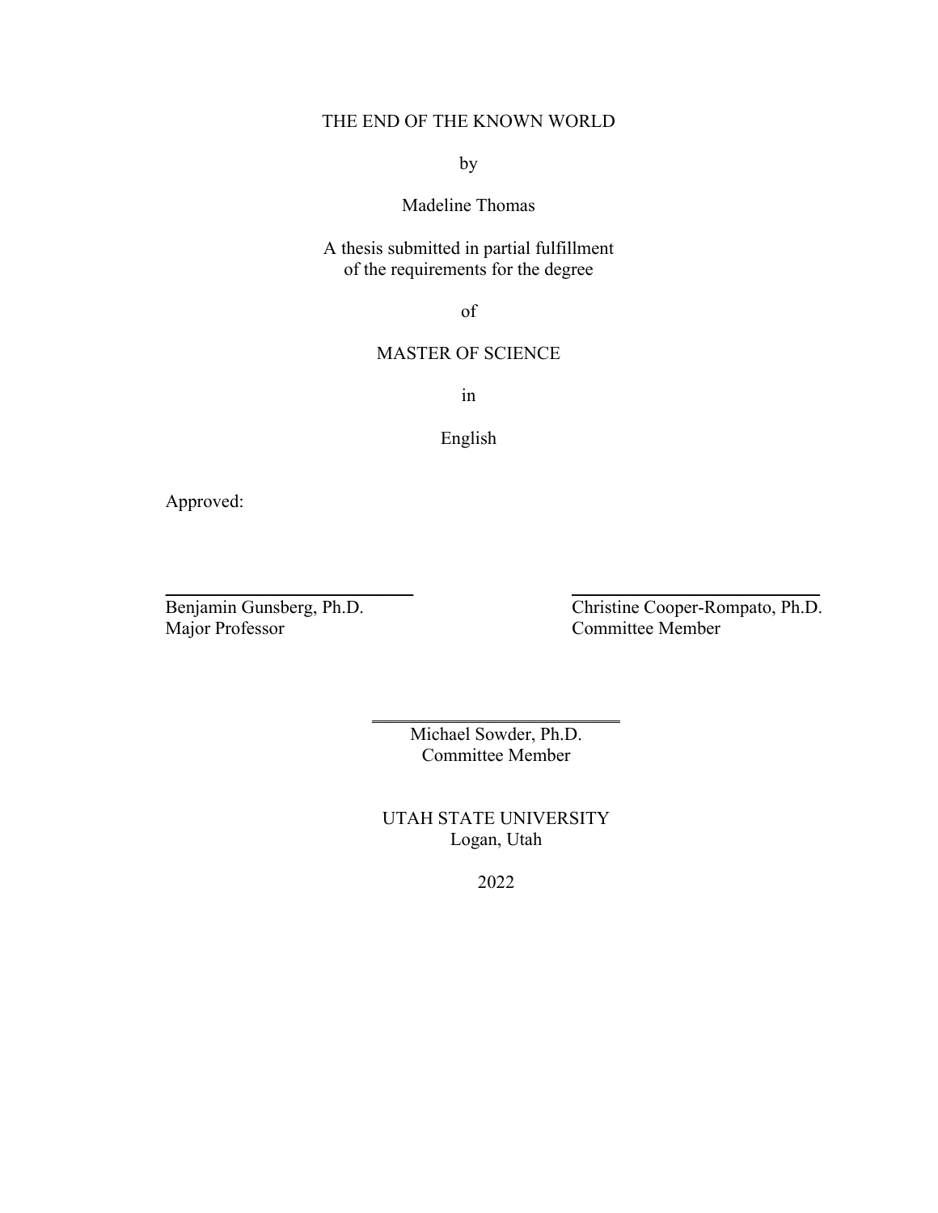THE END OF THE KNOWN WORLD

by

Madeline Thomas

A thesis submitted in partial fulfillment
of the requirements for the degree

of

MASTER OF SCIENCE

in

English

Approved:

Benjamin Gunsberg, Ph.D.
Major Professor

Christine Cooper-Rompato, Ph.D.
Committee Member

Michael Sowder, Ph.D.
Committee Member

UTAH STATE UNIVERSITY
Logan, Utah

2022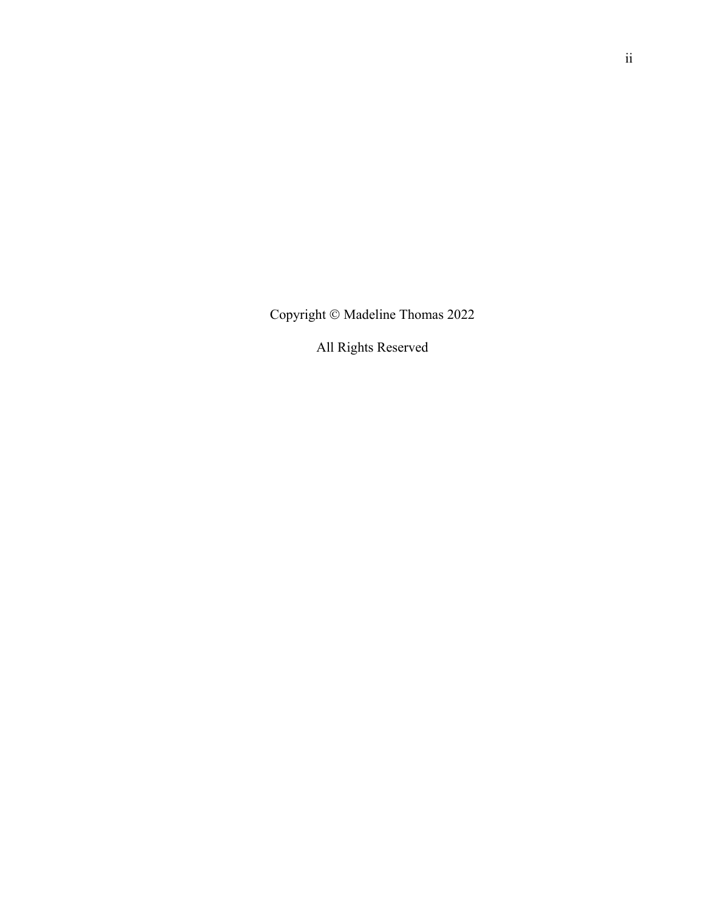Copyright © Madeline Thomas 2022

All Rights Reserved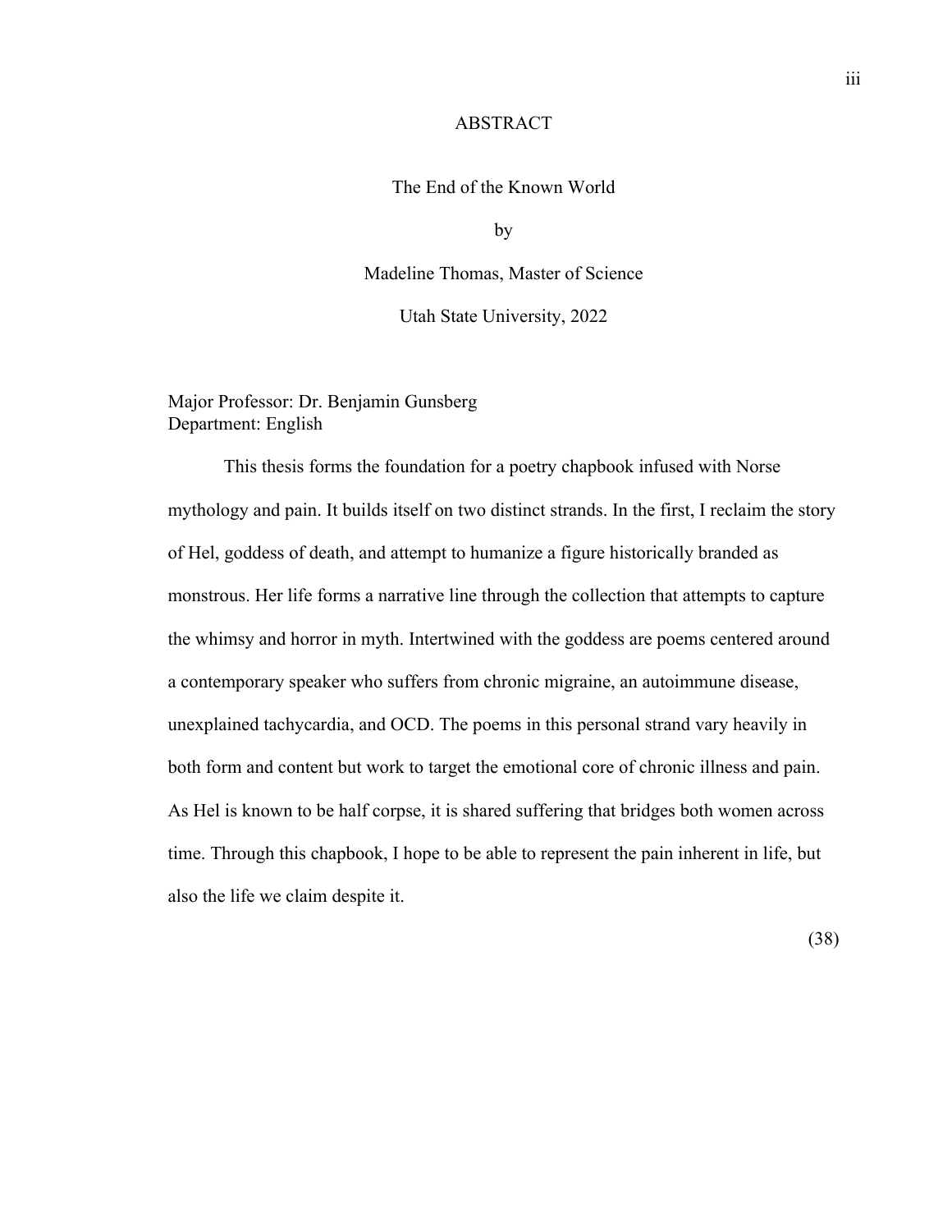# ABSTRACT

The End of the Known World

by

Madeline Thomas, Master of Science

Utah State University, 2022

Major Professor: Dr. Benjamin Gunsberg
Department: English

This thesis forms the foundation for a poetry chapbook infused with Norse mythology and pain. It builds itself on two distinct strands. In the first, I reclaim the story of Hel, goddess of death, and attempt to humanize a figure historically branded as monstrous. Her life forms a narrative line through the collection that attempts to capture the whimsy and horror in myth. Intertwined with the goddess are poems centered around a contemporary speaker who suffers from chronic migraine, an autoimmune disease, unexplained tachycardia, and OCD. The poems in this personal strand vary heavily in both form and content but work to target the emotional core of chronic illness and pain. As Hel is known to be half corpse, it is shared suffering that bridges both women across time. Through this chapbook, I hope to be able to represent the pain inherent in life, but also the life we claim despite it.

(38)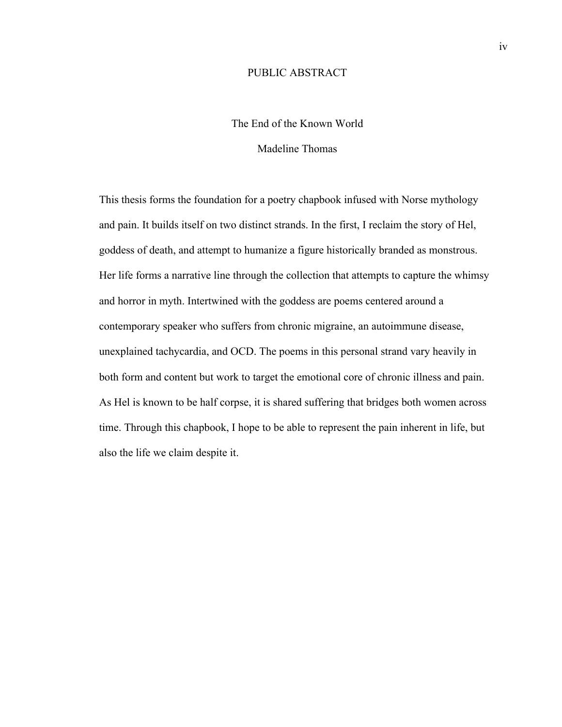# PUBLIC ABSTRACT

The End of the Known World

Madeline Thomas

This thesis forms the foundation for a poetry chapbook infused with Norse mythology and pain. It builds itself on two distinct strands. In the first, I reclaim the story of Hel, goddess of death, and attempt to humanize a figure historically branded as monstrous. Her life forms a narrative line through the collection that attempts to capture the whimsy and horror in myth. Intertwined with the goddess are poems centered around a contemporary speaker who suffers from chronic migraine, an autoimmune disease, unexplained tachycardia, and OCD. The poems in this personal strand vary heavily in both form and content but work to target the emotional core of chronic illness and pain. As Hel is known to be half corpse, it is shared suffering that bridges both women across time. Through this chapbook, I hope to be able to represent the pain inherent in life, but also the life we claim despite it.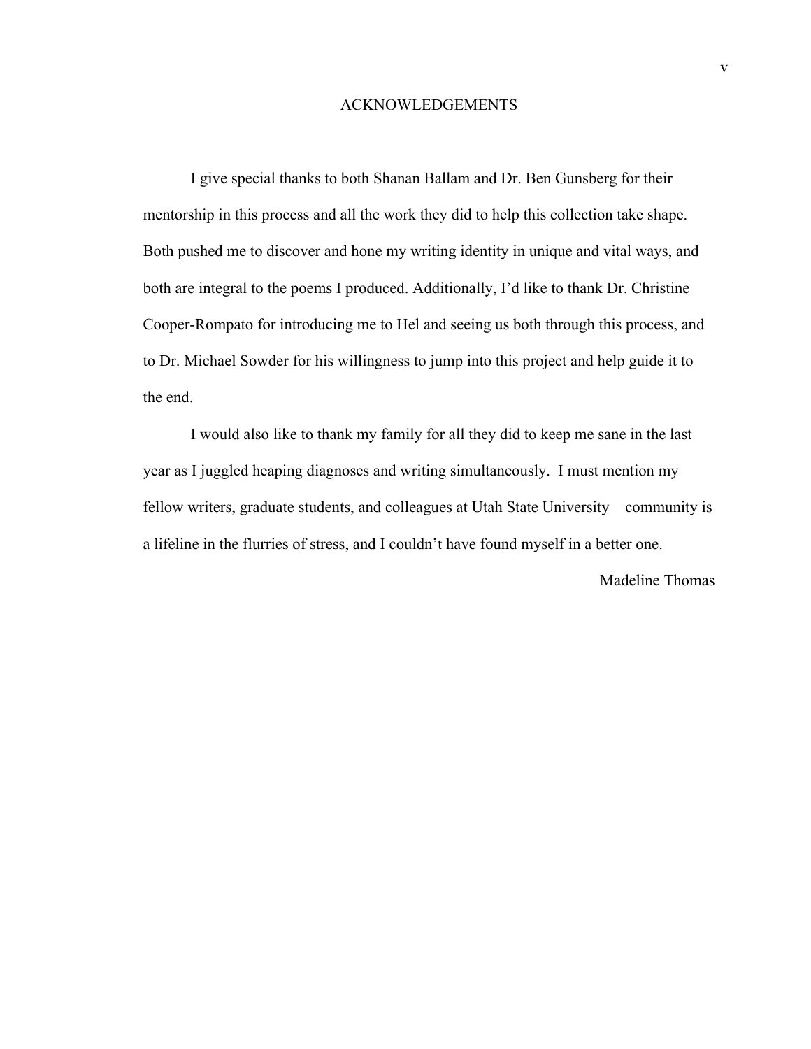# ACKNOWLEDGEMENTS

I give special thanks to both Shanan Ballam and Dr. Ben Gunsberg for their mentorship in this process and all the work they did to help this collection take shape. Both pushed me to discover and hone my writing identity in unique and vital ways, and both are integral to the poems I produced. Additionally, I'd like to thank Dr. Christine Cooper-Rompato for introducing me to Hel and seeing us both through this process, and to Dr. Michael Sowder for his willingness to jump into this project and help guide it to the end.

I would also like to thank my family for all they did to keep me sane in the last year as I juggled heaping diagnoses and writing simultaneously. I must mention my fellow writers, graduate students, and colleagues at Utah State University—community is a lifeline in the flurries of stress, and I couldn't have found myself in a better one.

Madeline Thomas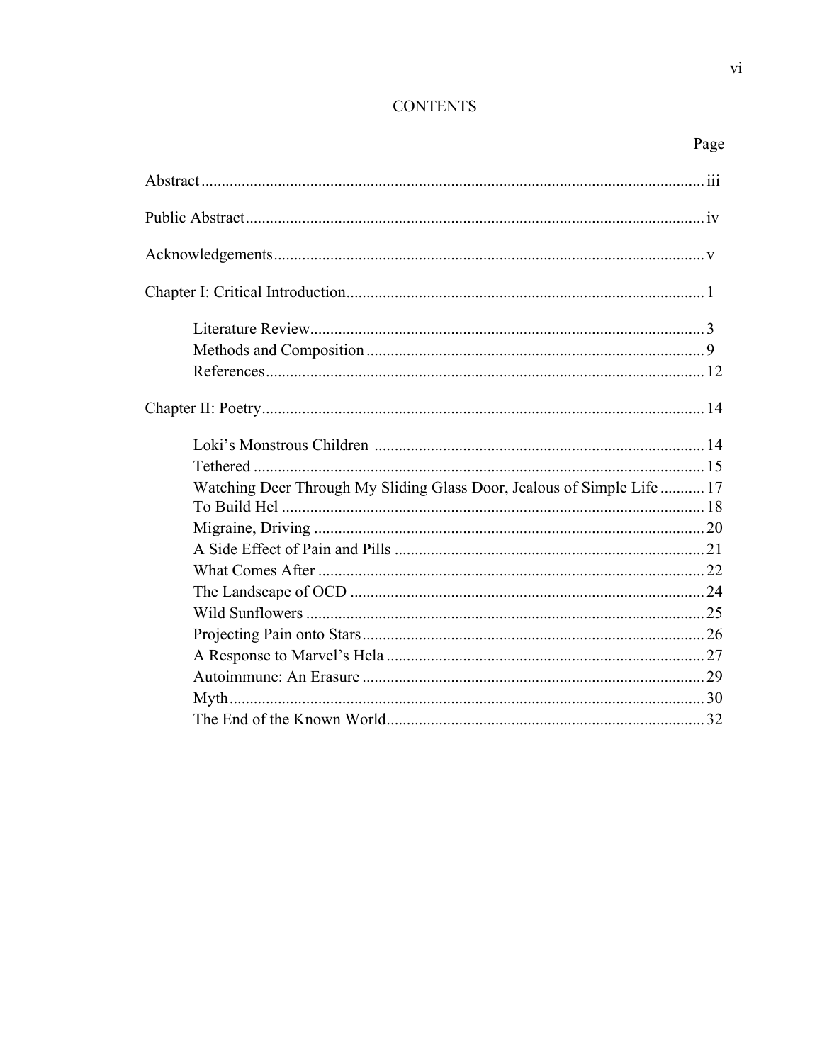# CONTENTS

Page

Abstract ........................................................................................................................ iii

Public Abstract ............................................................................................................. iv

Acknowledgements ........................................................................................................ v

Chapter I: Critical Introduction ....................................................................................... 1

- Literature Review .................................................................................................... 3
- Methods and Composition ...................................................................................... 9
- References ............................................................................................................. 12

Chapter II: Poetry .......................................................................................................... 14

- Loki's Monstrous Children ................................................................................... 14
- Tethered ................................................................................................................. 15
- Watching Deer Through My Sliding Glass Door, Jealous of Simple Life ............ 17
- To Build Hel .......................................................................................................... 18
- Migraine, Driving .................................................................................................. 20
- A Side Effect of Pain and Pills .............................................................................. 21
- What Comes After ................................................................................................. 22
- The Landscape of OCD ......................................................................................... 24
- Wild Sunflowers .................................................................................................... 25
- Projecting Pain onto Stars ...................................................................................... 26
- A Response to Marvel's Hela ................................................................................ 27
- Autoimmune: An Erasure ...................................................................................... 29
- Myth ....................................................................................................................... 30
- The End of the Known World ................................................................................ 32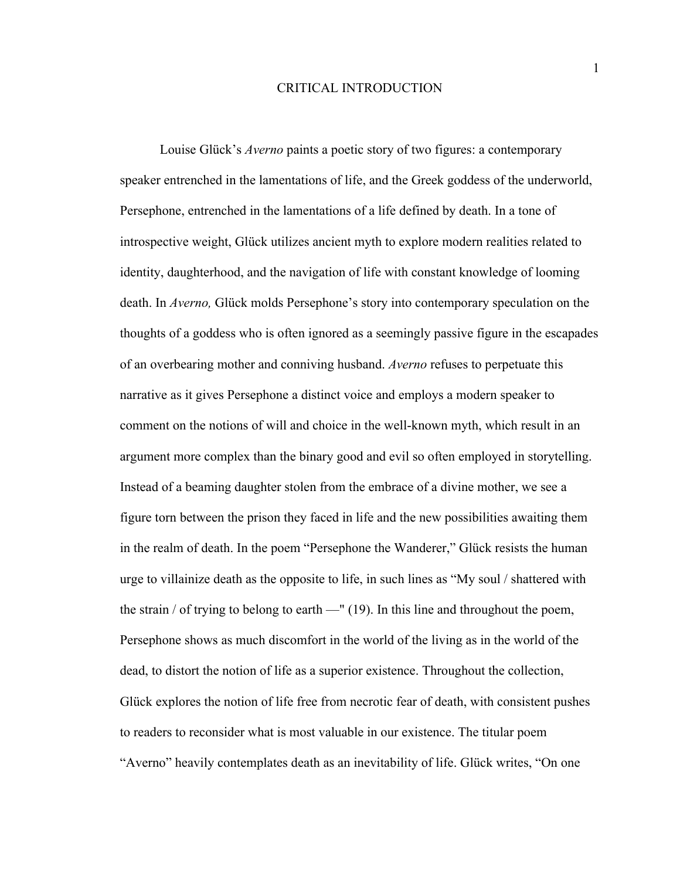# CRITICAL INTRODUCTION

Louise Glück's *Averno* paints a poetic story of two figures: a contemporary speaker entrenched in the lamentations of life, and the Greek goddess of the underworld, Persephone, entrenched in the lamentations of a life defined by death. In a tone of introspective weight, Glück utilizes ancient myth to explore modern realities related to identity, daughterhood, and the navigation of life with constant knowledge of looming death. In *Averno,* Glück molds Persephone's story into contemporary speculation on the thoughts of a goddess who is often ignored as a seemingly passive figure in the escapades of an overbearing mother and conniving husband. *Averno* refuses to perpetuate this narrative as it gives Persephone a distinct voice and employs a modern speaker to comment on the notions of will and choice in the well-known myth, which result in an argument more complex than the binary good and evil so often employed in storytelling. Instead of a beaming daughter stolen from the embrace of a divine mother, we see a figure torn between the prison they faced in life and the new possibilities awaiting them in the realm of death. In the poem "Persephone the Wanderer," Glück resists the human urge to villainize death as the opposite to life, in such lines as "My soul / shattered with the strain / of trying to belong to earth —" (19). In this line and throughout the poem, Persephone shows as much discomfort in the world of the living as in the world of the dead, to distort the notion of life as a superior existence. Throughout the collection, Glück explores the notion of life free from necrotic fear of death, with consistent pushes to readers to reconsider what is most valuable in our existence. The titular poem "Averno" heavily contemplates death as an inevitability of life. Glück writes, "On one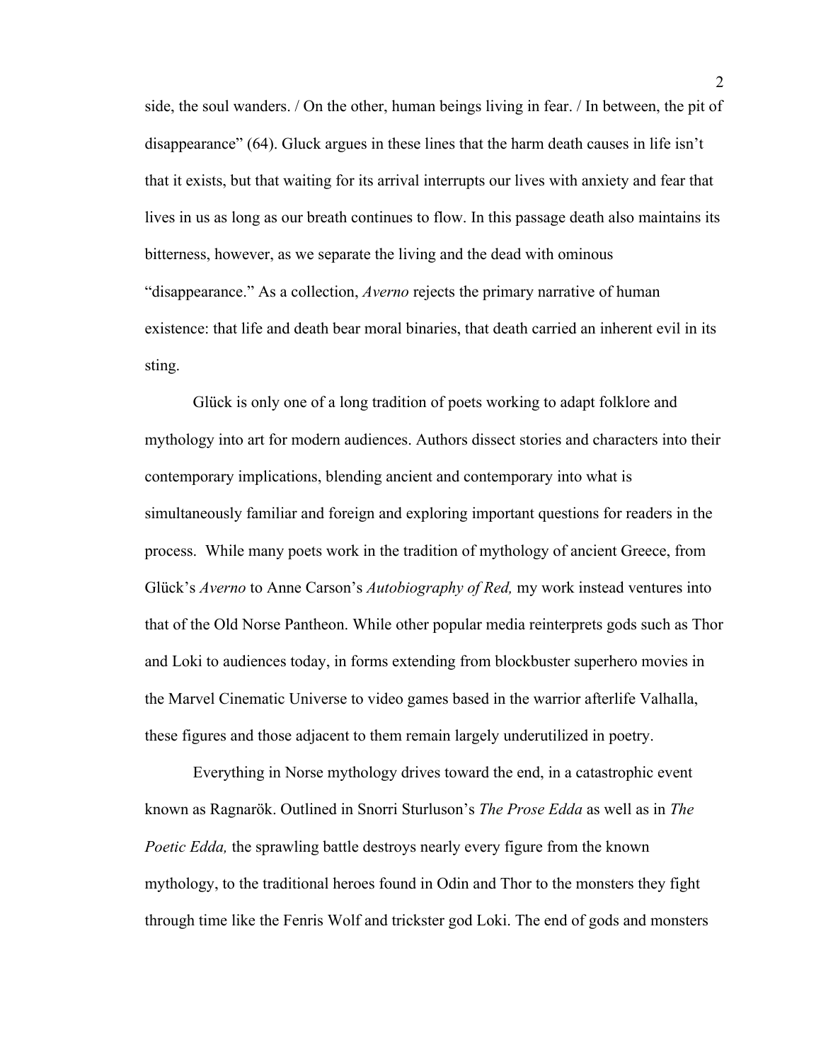side, the soul wanders. / On the other, human beings living in fear. / In between, the pit of disappearance" (64). Gluck argues in these lines that the harm death causes in life isn't that it exists, but that waiting for its arrival interrupts our lives with anxiety and fear that lives in us as long as our breath continues to flow. In this passage death also maintains its bitterness, however, as we separate the living and the dead with ominous "disappearance." As a collection, *Averno* rejects the primary narrative of human existence: that life and death bear moral binaries, that death carried an inherent evil in its sting.

Glück is only one of a long tradition of poets working to adapt folklore and mythology into art for modern audiences. Authors dissect stories and characters into their contemporary implications, blending ancient and contemporary into what is simultaneously familiar and foreign and exploring important questions for readers in the process. While many poets work in the tradition of mythology of ancient Greece, from Glück's *Averno* to Anne Carson's *Autobiography of Red,* my work instead ventures into that of the Old Norse Pantheon. While other popular media reinterprets gods such as Thor and Loki to audiences today, in forms extending from blockbuster superhero movies in the Marvel Cinematic Universe to video games based in the warrior afterlife Valhalla, these figures and those adjacent to them remain largely underutilized in poetry.

Everything in Norse mythology drives toward the end, in a catastrophic event known as Ragnarök. Outlined in Snorri Sturluson's *The Prose Edda* as well as in *The Poetic Edda,* the sprawling battle destroys nearly every figure from the known mythology, to the traditional heroes found in Odin and Thor to the monsters they fight through time like the Fenris Wolf and trickster god Loki. The end of gods and monsters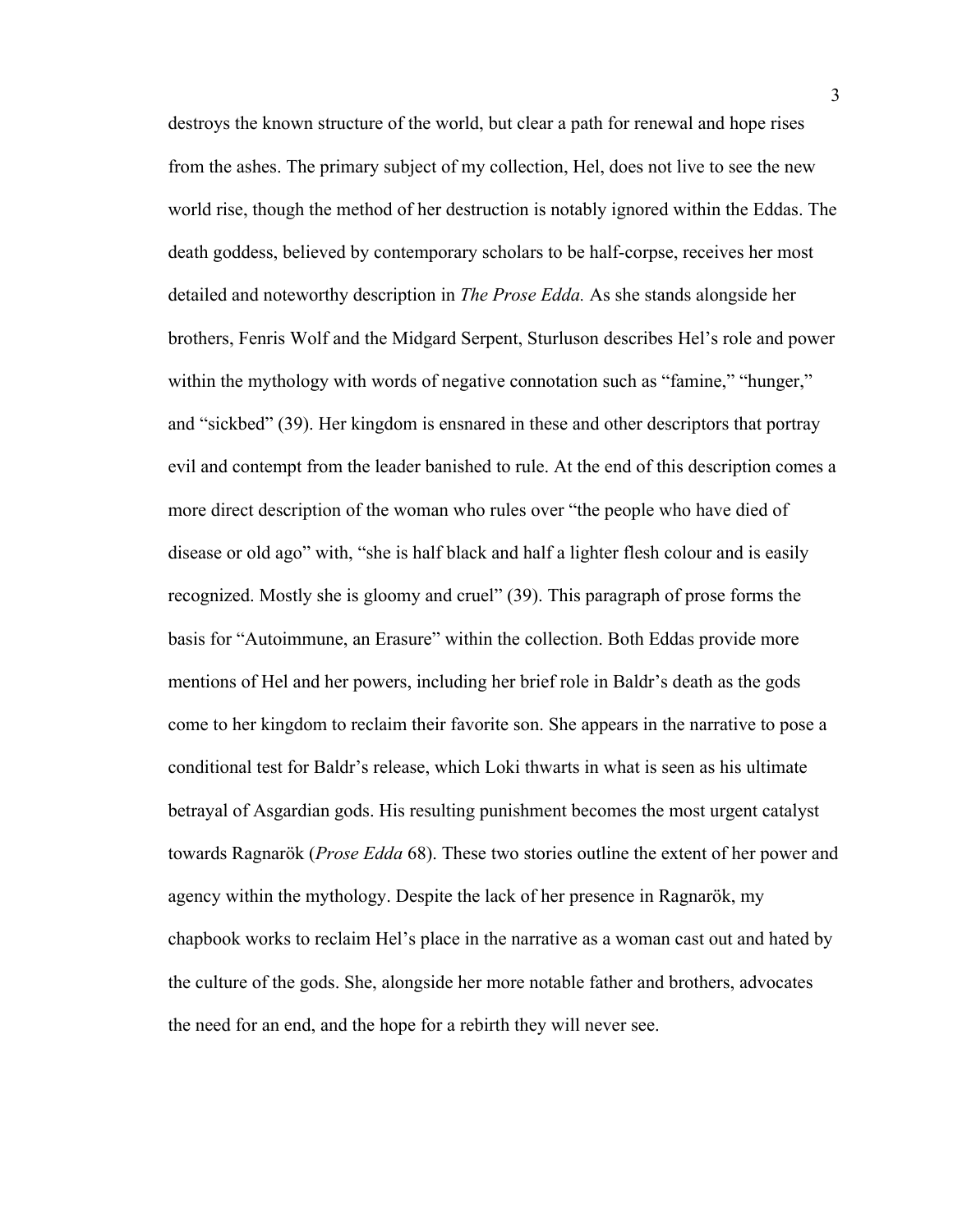destroys the known structure of the world, but clear a path for renewal and hope rises from the ashes. The primary subject of my collection, Hel, does not live to see the new world rise, though the method of her destruction is notably ignored within the Eddas. The death goddess, believed by contemporary scholars to be half-corpse, receives her most detailed and noteworthy description in *The Prose Edda.* As she stands alongside her brothers, Fenris Wolf and the Midgard Serpent, Sturluson describes Hel's role and power within the mythology with words of negative connotation such as "famine," "hunger," and "sickbed" (39). Her kingdom is ensnared in these and other descriptors that portray evil and contempt from the leader banished to rule. At the end of this description comes a more direct description of the woman who rules over "the people who have died of disease or old ago" with, "she is half black and half a lighter flesh colour and is easily recognized. Mostly she is gloomy and cruel" (39). This paragraph of prose forms the basis for "Autoimmune, an Erasure" within the collection. Both Eddas provide more mentions of Hel and her powers, including her brief role in Baldr's death as the gods come to her kingdom to reclaim their favorite son. She appears in the narrative to pose a conditional test for Baldr's release, which Loki thwarts in what is seen as his ultimate betrayal of Asgardian gods. His resulting punishment becomes the most urgent catalyst towards Ragnarök (*Prose Edda* 68). These two stories outline the extent of her power and agency within the mythology. Despite the lack of her presence in Ragnarök, my chapbook works to reclaim Hel's place in the narrative as a woman cast out and hated by the culture of the gods. She, alongside her more notable father and brothers, advocates the need for an end, and the hope for a rebirth they will never see.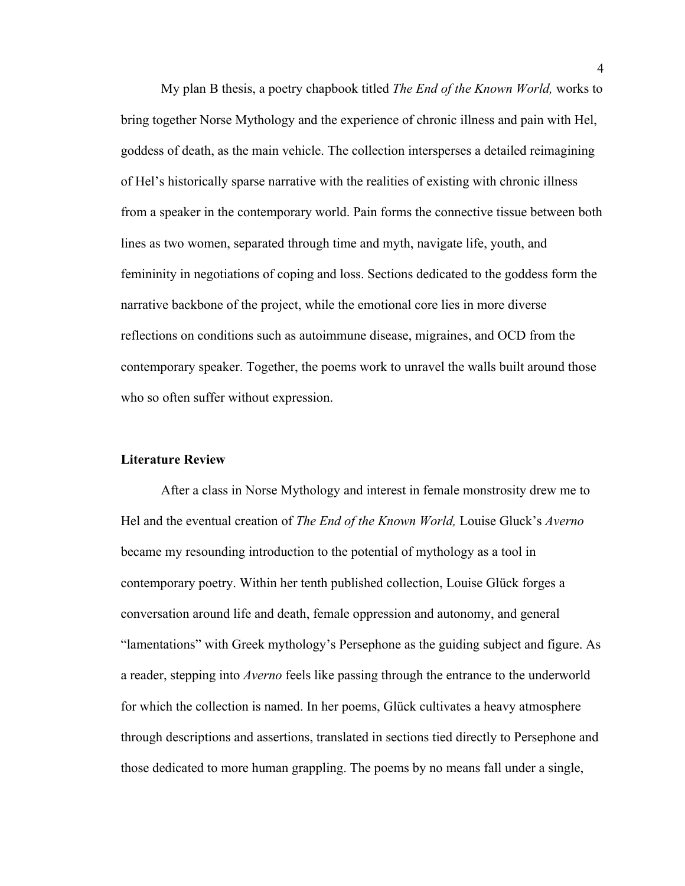My plan B thesis, a poetry chapbook titled *The End of the Known World,* works to bring together Norse Mythology and the experience of chronic illness and pain with Hel, goddess of death, as the main vehicle. The collection intersperses a detailed reimagining of Hel's historically sparse narrative with the realities of existing with chronic illness from a speaker in the contemporary world. Pain forms the connective tissue between both lines as two women, separated through time and myth, navigate life, youth, and femininity in negotiations of coping and loss. Sections dedicated to the goddess form the narrative backbone of the project, while the emotional core lies in more diverse reflections on conditions such as autoimmune disease, migraines, and OCD from the contemporary speaker. Together, the poems work to unravel the walls built around those who so often suffer without expression.

**Literature Review**

After a class in Norse Mythology and interest in female monstrosity drew me to Hel and the eventual creation of *The End of the Known World,* Louise Gluck's *Averno* became my resounding introduction to the potential of mythology as a tool in contemporary poetry. Within her tenth published collection, Louise Glück forges a conversation around life and death, female oppression and autonomy, and general "lamentations" with Greek mythology's Persephone as the guiding subject and figure. As a reader, stepping into *Averno* feels like passing through the entrance to the underworld for which the collection is named. In her poems, Glück cultivates a heavy atmosphere through descriptions and assertions, translated in sections tied directly to Persephone and those dedicated to more human grappling. The poems by no means fall under a single,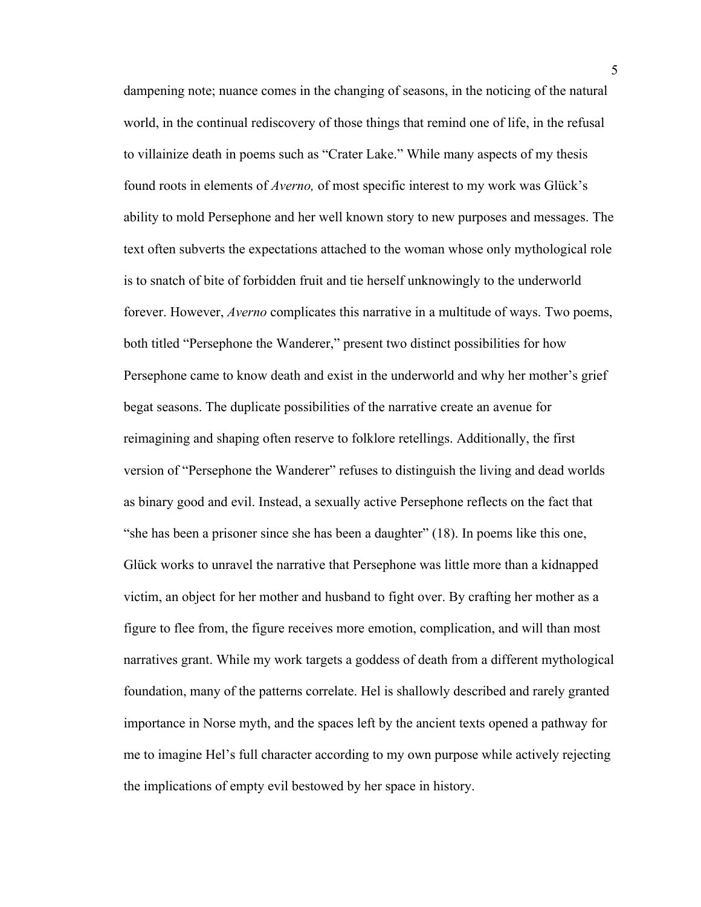dampening note; nuance comes in the changing of seasons, in the noticing of the natural world, in the continual rediscovery of those things that remind one of life, in the refusal to villainize death in poems such as "Crater Lake." While many aspects of my thesis found roots in elements of *Averno,* of most specific interest to my work was Glück's ability to mold Persephone and her well known story to new purposes and messages. The text often subverts the expectations attached to the woman whose only mythological role is to snatch of bite of forbidden fruit and tie herself unknowingly to the underworld forever. However, *Averno* complicates this narrative in a multitude of ways. Two poems, both titled "Persephone the Wanderer," present two distinct possibilities for how Persephone came to know death and exist in the underworld and why her mother's grief begat seasons. The duplicate possibilities of the narrative create an avenue for reimagining and shaping often reserve to folklore retellings. Additionally, the first version of "Persephone the Wanderer" refuses to distinguish the living and dead worlds as binary good and evil. Instead, a sexually active Persephone reflects on the fact that "she has been a prisoner since she has been a daughter" (18). In poems like this one, Glück works to unravel the narrative that Persephone was little more than a kidnapped victim, an object for her mother and husband to fight over. By crafting her mother as a figure to flee from, the figure receives more emotion, complication, and will than most narratives grant. While my work targets a goddess of death from a different mythological foundation, many of the patterns correlate. Hel is shallowly described and rarely granted importance in Norse myth, and the spaces left by the ancient texts opened a pathway for me to imagine Hel's full character according to my own purpose while actively rejecting the implications of empty evil bestowed by her space in history.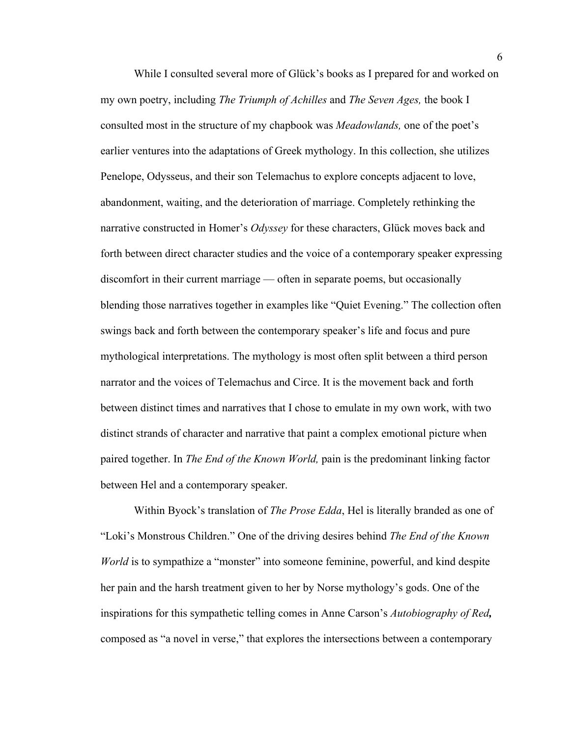While I consulted several more of Glück's books as I prepared for and worked on my own poetry, including *The Triumph of Achilles* and *The Seven Ages,* the book I consulted most in the structure of my chapbook was *Meadowlands,* one of the poet's earlier ventures into the adaptations of Greek mythology. In this collection, she utilizes Penelope, Odysseus, and their son Telemachus to explore concepts adjacent to love, abandonment, waiting, and the deterioration of marriage. Completely rethinking the narrative constructed in Homer's *Odyssey* for these characters, Glück moves back and forth between direct character studies and the voice of a contemporary speaker expressing discomfort in their current marriage — often in separate poems, but occasionally blending those narratives together in examples like "Quiet Evening." The collection often swings back and forth between the contemporary speaker's life and focus and pure mythological interpretations. The mythology is most often split between a third person narrator and the voices of Telemachus and Circe. It is the movement back and forth between distinct times and narratives that I chose to emulate in my own work, with two distinct strands of character and narrative that paint a complex emotional picture when paired together. In *The End of the Known World,* pain is the predominant linking factor between Hel and a contemporary speaker.

Within Byock's translation of *The Prose Edda*, Hel is literally branded as one of "Loki's Monstrous Children." One of the driving desires behind *The End of the Known World* is to sympathize a "monster" into someone feminine, powerful, and kind despite her pain and the harsh treatment given to her by Norse mythology's gods. One of the inspirations for this sympathetic telling comes in Anne Carson's ***Autobiography of Red*,** composed as "a novel in verse," that explores the intersections between a contemporary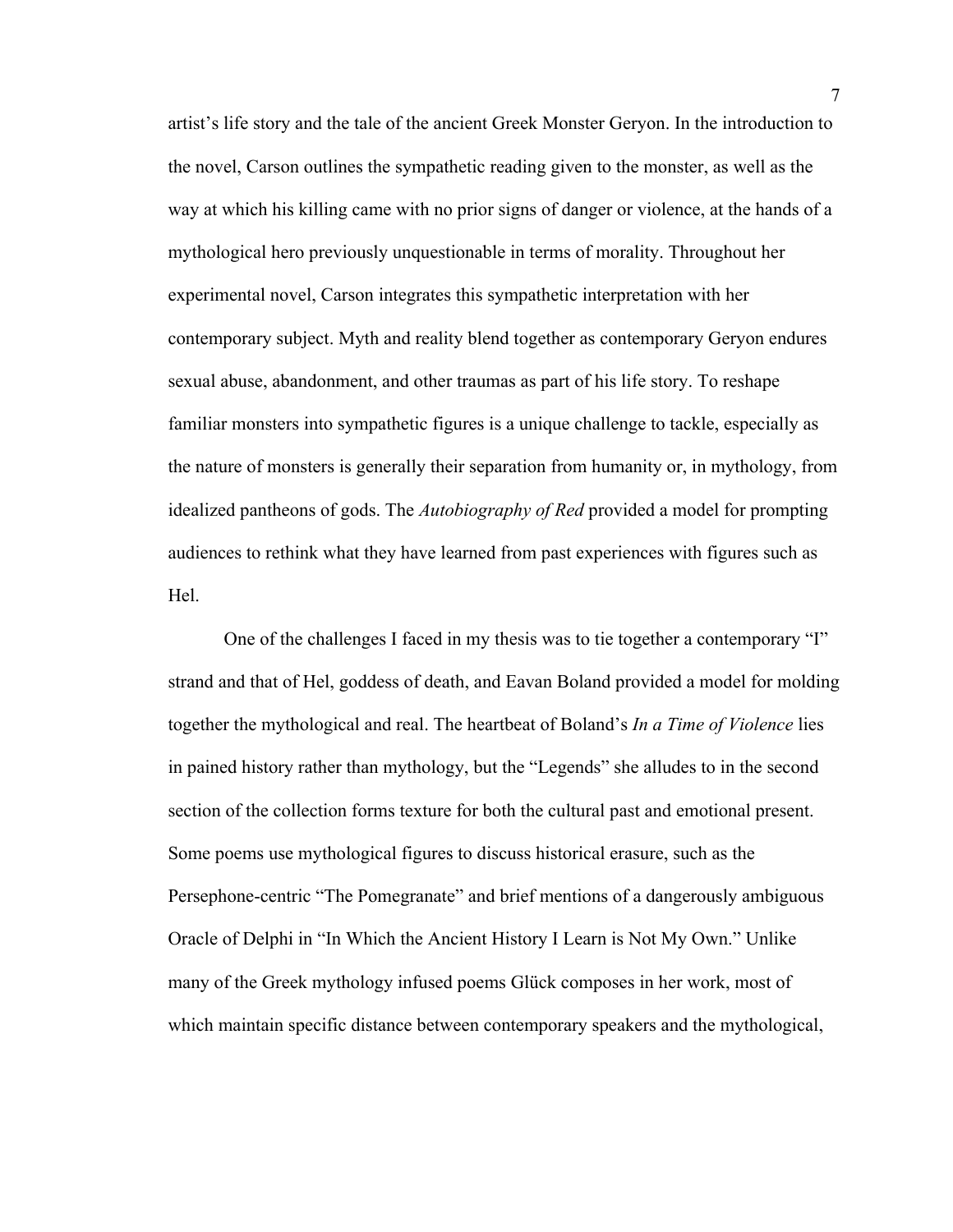artist's life story and the tale of the ancient Greek Monster Geryon. In the introduction to the novel, Carson outlines the sympathetic reading given to the monster, as well as the way at which his killing came with no prior signs of danger or violence, at the hands of a mythological hero previously unquestionable in terms of morality. Throughout her experimental novel, Carson integrates this sympathetic interpretation with her contemporary subject. Myth and reality blend together as contemporary Geryon endures sexual abuse, abandonment, and other traumas as part of his life story. To reshape familiar monsters into sympathetic figures is a unique challenge to tackle, especially as the nature of monsters is generally their separation from humanity or, in mythology, from idealized pantheons of gods. The *Autobiography of Red* provided a model for prompting audiences to rethink what they have learned from past experiences with figures such as Hel.

One of the challenges I faced in my thesis was to tie together a contemporary "I" strand and that of Hel, goddess of death, and Eavan Boland provided a model for molding together the mythological and real. The heartbeat of Boland's *In a Time of Violence* lies in pained history rather than mythology, but the "Legends" she alludes to in the second section of the collection forms texture for both the cultural past and emotional present. Some poems use mythological figures to discuss historical erasure, such as the Persephone-centric "The Pomegranate" and brief mentions of a dangerously ambiguous Oracle of Delphi in "In Which the Ancient History I Learn is Not My Own." Unlike many of the Greek mythology infused poems Glück composes in her work, most of which maintain specific distance between contemporary speakers and the mythological,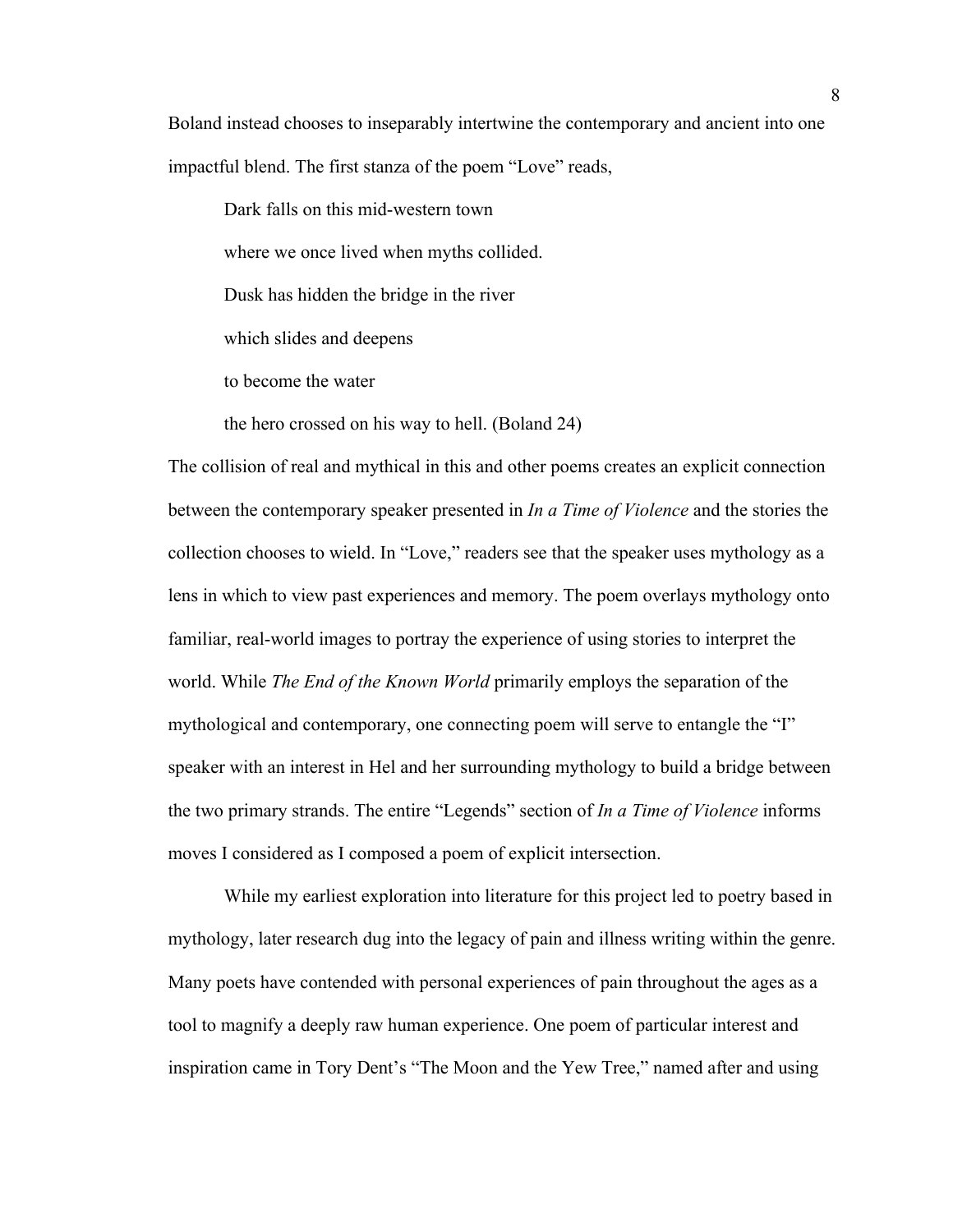Boland instead chooses to inseparably intertwine the contemporary and ancient into one impactful blend. The first stanza of the poem "Love" reads,

> Dark falls on this mid-western town
>
> where we once lived when myths collided.
>
> Dusk has hidden the bridge in the river
>
> which slides and deepens
>
> to become the water
>
> the hero crossed on his way to hell. (Boland 24)

The collision of real and mythical in this and other poems creates an explicit connection between the contemporary speaker presented in *In a Time of Violence* and the stories the collection chooses to wield. In "Love," readers see that the speaker uses mythology as a lens in which to view past experiences and memory. The poem overlays mythology onto familiar, real-world images to portray the experience of using stories to interpret the world. While *The End of the Known World* primarily employs the separation of the mythological and contemporary, one connecting poem will serve to entangle the "I" speaker with an interest in Hel and her surrounding mythology to build a bridge between the two primary strands. The entire "Legends" section of *In a Time of Violence* informs moves I considered as I composed a poem of explicit intersection.

While my earliest exploration into literature for this project led to poetry based in mythology, later research dug into the legacy of pain and illness writing within the genre. Many poets have contended with personal experiences of pain throughout the ages as a tool to magnify a deeply raw human experience. One poem of particular interest and inspiration came in Tory Dent's "The Moon and the Yew Tree," named after and using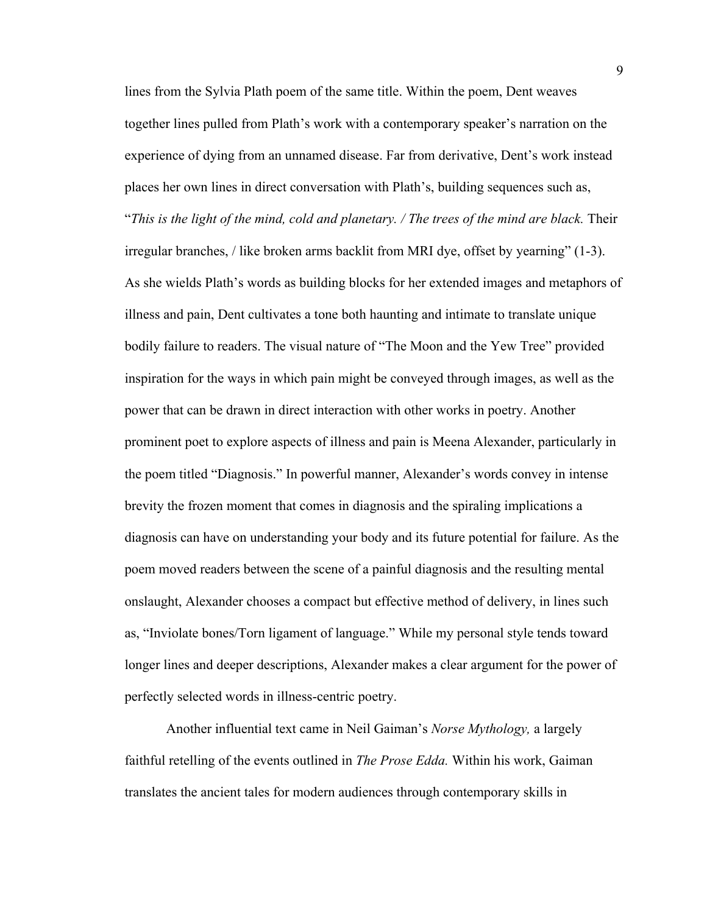lines from the Sylvia Plath poem of the same title. Within the poem, Dent weaves together lines pulled from Plath's work with a contemporary speaker's narration on the experience of dying from an unnamed disease. Far from derivative, Dent's work instead places her own lines in direct conversation with Plath's, building sequences such as, "*This is the light of the mind, cold and planetary. / The trees of the mind are black.* Their irregular branches, / like broken arms backlit from MRI dye, offset by yearning" (1-3). As she wields Plath's words as building blocks for her extended images and metaphors of illness and pain, Dent cultivates a tone both haunting and intimate to translate unique bodily failure to readers. The visual nature of "The Moon and the Yew Tree" provided inspiration for the ways in which pain might be conveyed through images, as well as the power that can be drawn in direct interaction with other works in poetry. Another prominent poet to explore aspects of illness and pain is Meena Alexander, particularly in the poem titled "Diagnosis." In powerful manner, Alexander's words convey in intense brevity the frozen moment that comes in diagnosis and the spiraling implications a diagnosis can have on understanding your body and its future potential for failure. As the poem moved readers between the scene of a painful diagnosis and the resulting mental onslaught, Alexander chooses a compact but effective method of delivery, in lines such as, "Inviolate bones/Torn ligament of language." While my personal style tends toward longer lines and deeper descriptions, Alexander makes a clear argument for the power of perfectly selected words in illness-centric poetry.

Another influential text came in Neil Gaiman's *Norse Mythology,* a largely faithful retelling of the events outlined in *The Prose Edda.* Within his work, Gaiman translates the ancient tales for modern audiences through contemporary skills in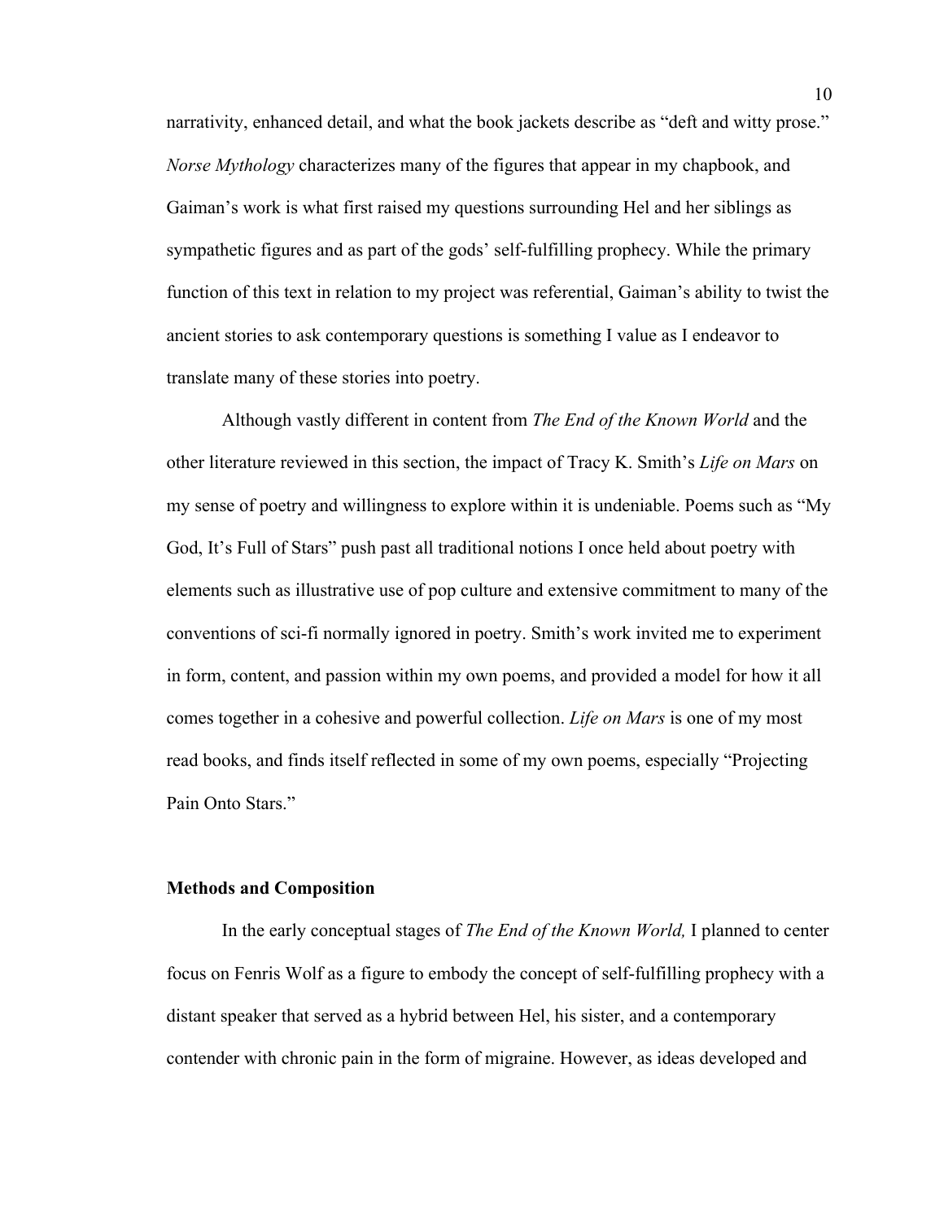narrativity, enhanced detail, and what the book jackets describe as "deft and witty prose." *Norse Mythology* characterizes many of the figures that appear in my chapbook, and Gaiman's work is what first raised my questions surrounding Hel and her siblings as sympathetic figures and as part of the gods' self-fulfilling prophecy. While the primary function of this text in relation to my project was referential, Gaiman's ability to twist the ancient stories to ask contemporary questions is something I value as I endeavor to translate many of these stories into poetry.

Although vastly different in content from *The End of the Known World* and the other literature reviewed in this section, the impact of Tracy K. Smith's *Life on Mars* on my sense of poetry and willingness to explore within it is undeniable. Poems such as "My God, It's Full of Stars" push past all traditional notions I once held about poetry with elements such as illustrative use of pop culture and extensive commitment to many of the conventions of sci-fi normally ignored in poetry. Smith's work invited me to experiment in form, content, and passion within my own poems, and provided a model for how it all comes together in a cohesive and powerful collection. *Life on Mars* is one of my most read books, and finds itself reflected in some of my own poems, especially "Projecting Pain Onto Stars."

**Methods and Composition**

In the early conceptual stages of *The End of the Known World,* I planned to center focus on Fenris Wolf as a figure to embody the concept of self-fulfilling prophecy with a distant speaker that served as a hybrid between Hel, his sister, and a contemporary contender with chronic pain in the form of migraine. However, as ideas developed and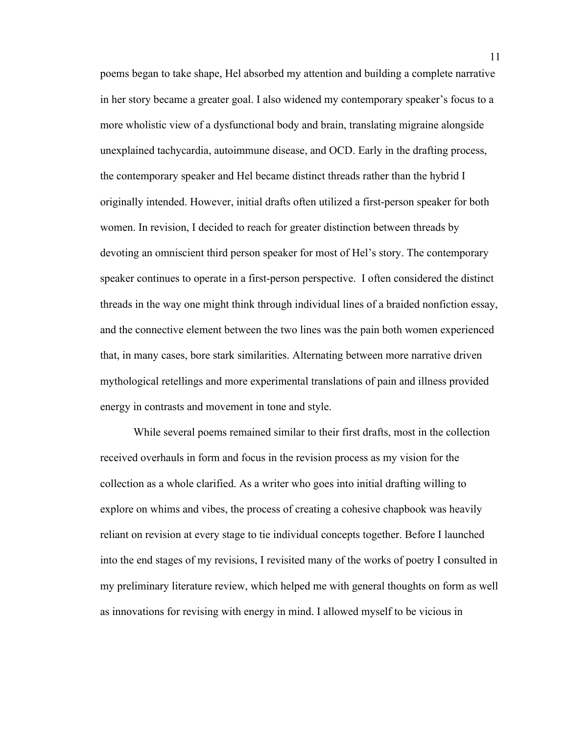poems began to take shape, Hel absorbed my attention and building a complete narrative in her story became a greater goal. I also widened my contemporary speaker's focus to a more wholistic view of a dysfunctional body and brain, translating migraine alongside unexplained tachycardia, autoimmune disease, and OCD. Early in the drafting process, the contemporary speaker and Hel became distinct threads rather than the hybrid I originally intended. However, initial drafts often utilized a first-person speaker for both women. In revision, I decided to reach for greater distinction between threads by devoting an omniscient third person speaker for most of Hel's story. The contemporary speaker continues to operate in a first-person perspective. I often considered the distinct threads in the way one might think through individual lines of a braided nonfiction essay, and the connective element between the two lines was the pain both women experienced that, in many cases, bore stark similarities. Alternating between more narrative driven mythological retellings and more experimental translations of pain and illness provided energy in contrasts and movement in tone and style.

While several poems remained similar to their first drafts, most in the collection received overhauls in form and focus in the revision process as my vision for the collection as a whole clarified. As a writer who goes into initial drafting willing to explore on whims and vibes, the process of creating a cohesive chapbook was heavily reliant on revision at every stage to tie individual concepts together. Before I launched into the end stages of my revisions, I revisited many of the works of poetry I consulted in my preliminary literature review, which helped me with general thoughts on form as well as innovations for revising with energy in mind. I allowed myself to be vicious in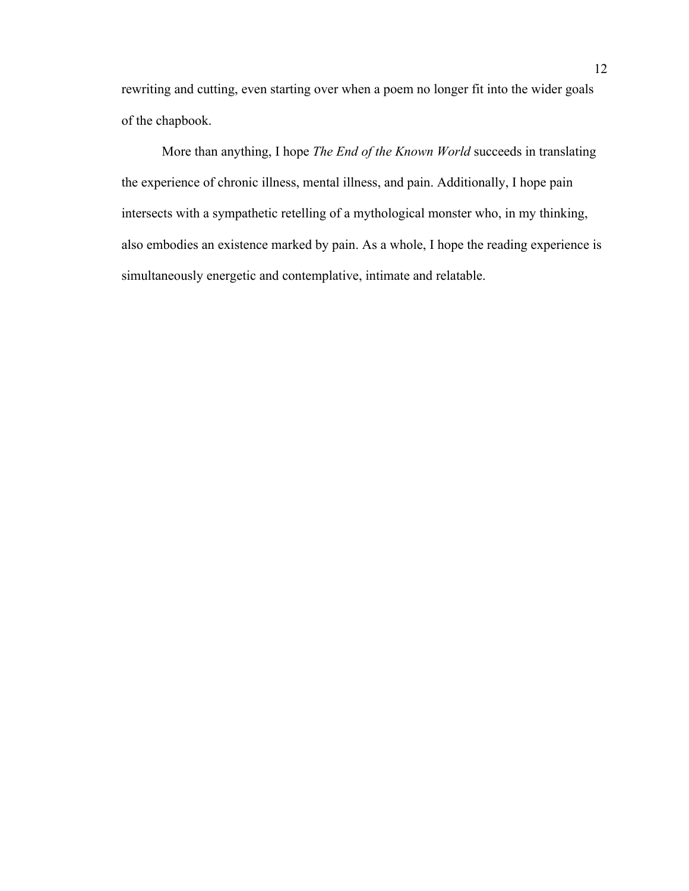rewriting and cutting, even starting over when a poem no longer fit into the wider goals of the chapbook.

More than anything, I hope *The End of the Known World* succeeds in translating the experience of chronic illness, mental illness, and pain. Additionally, I hope pain intersects with a sympathetic retelling of a mythological monster who, in my thinking, also embodies an existence marked by pain. As a whole, I hope the reading experience is simultaneously energetic and contemplative, intimate and relatable.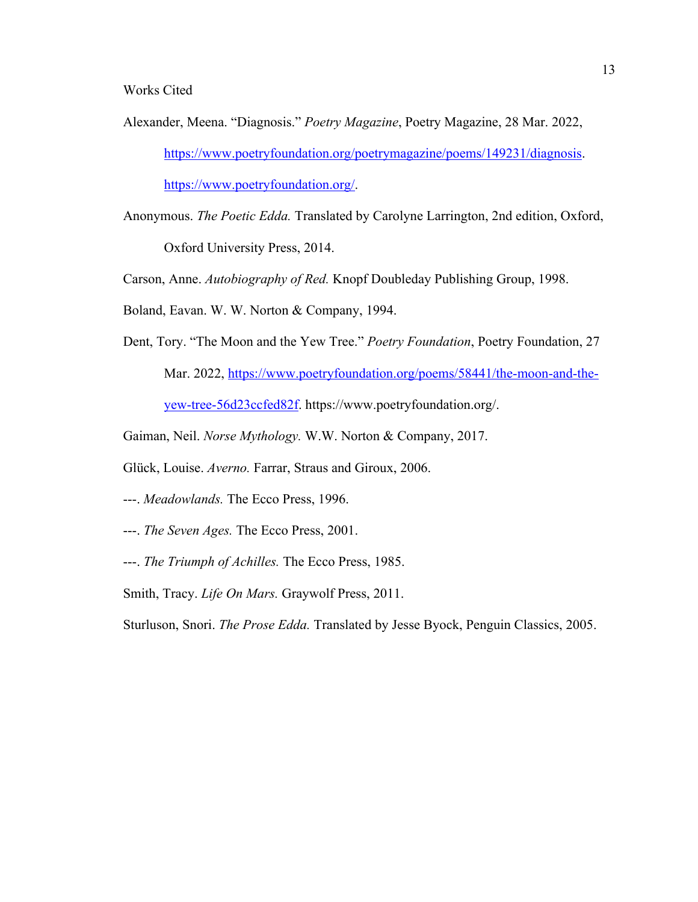Works Cited

Alexander, Meena. “Diagnosis.” *Poetry Magazine*, Poetry Magazine, 28 Mar. 2022, https://www.poetryfoundation.org/poetrymagazine/poems/149231/diagnosis. https://www.poetryfoundation.org/.

Anonymous. *The Poetic Edda.* Translated by Carolyne Larrington, 2nd edition, Oxford, Oxford University Press, 2014.

Carson, Anne. *Autobiography of Red.* Knopf Doubleday Publishing Group, 1998.

Boland, Eavan. W. W. Norton & Company, 1994.

Dent, Tory. “The Moon and the Yew Tree.” *Poetry Foundation*, Poetry Foundation, 27 Mar. 2022, https://www.poetryfoundation.org/poems/58441/the-moon-and-the-yew-tree-56d23ccfed82f. https://www.poetryfoundation.org/.

Gaiman, Neil. *Norse Mythology.* W.W. Norton & Company, 2017.

Glück, Louise. *Averno.* Farrar, Straus and Giroux, 2006.

---. *Meadowlands.* The Ecco Press, 1996.

---. *The Seven Ages.* The Ecco Press, 2001.

---. *The Triumph of Achilles.* The Ecco Press, 1985.

Smith, Tracy. *Life On Mars.* Graywolf Press, 2011.

Sturluson, Snori. *The Prose Edda.* Translated by Jesse Byock, Penguin Classics, 2005.